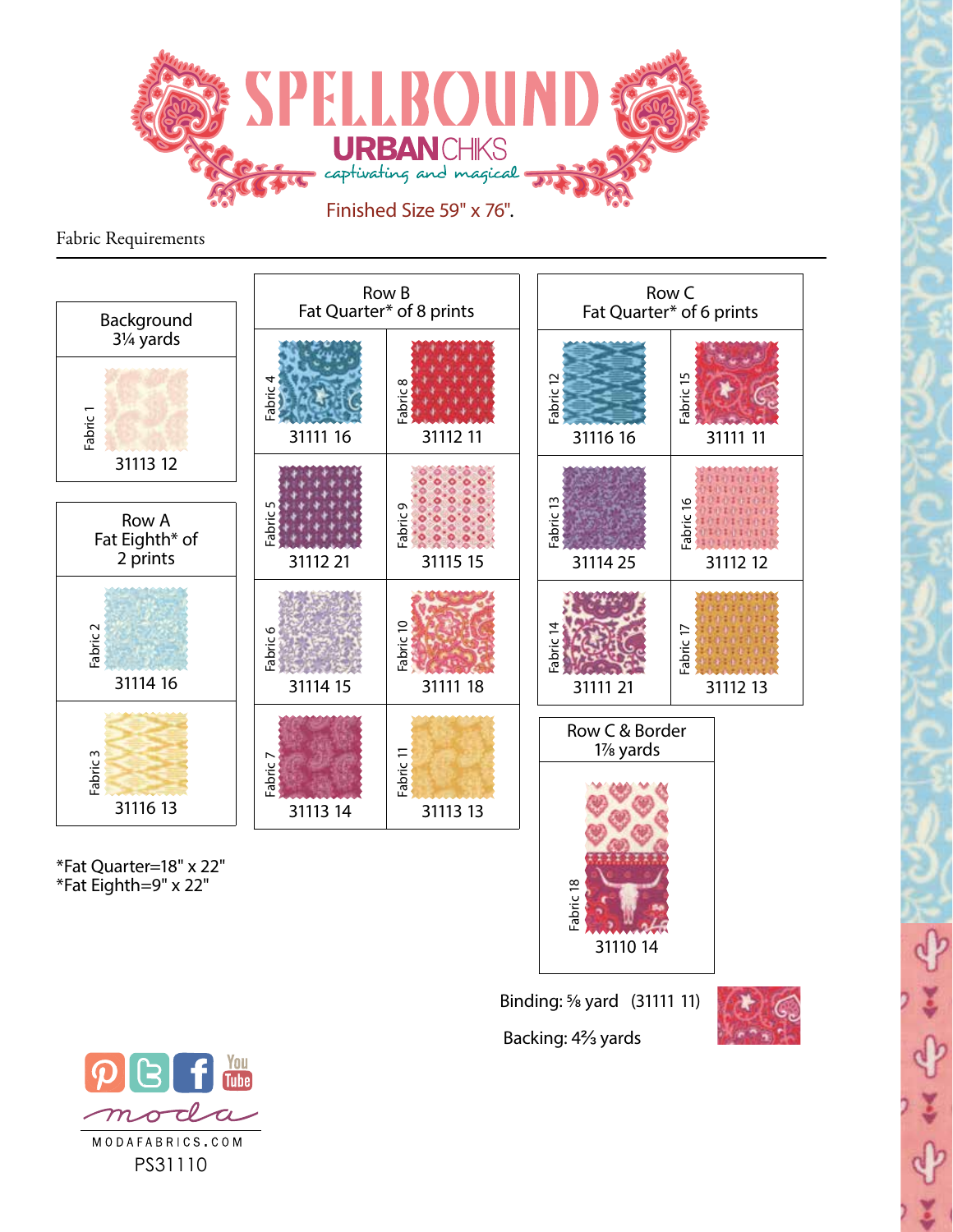# SPELLBOUND

URBANCHIKS

captivating and magical

Finished Size 59" x 76".

## Fabric Requirements

| Background 3¼ yards | |
|---|---|
| Fabric 1 | 31113 12 |

| Row A Fat Eighth* of 2 prints | |
|---|---|
| Fabric 2 | 31114 16 |
| Fabric 3 | 31116 13 |

| Row B Fat Quarter* of 8 prints | | | |
|---|---|---|---|
| Fabric 4 | 31111 16 | Fabric 8 | 31112 11 |
| Fabric 5 | 31112 21 | Fabric 9 | 31115 15 |
| Fabric 6 | 31114 15 | Fabric 10 | 31111 18 |
| Fabric 7 | 31113 14 | Fabric 11 | 31113 13 |

| Row C Fat Quarter* of 6 prints | | | |
|---|---|---|---|
| Fabric 12 | 31116 16 | Fabric 15 | 31111 11 |
| Fabric 13 | 31114 25 | Fabric 16 | 31112 12 |
| Fabric 14 | 31111 21 | Fabric 17 | 31112 13 |

| Row C & Border 1⅞ yards | |
|---|---|
| Fabric 18 | 31110 14 |

*Fat Quarter=18" x 22"
*Fat Eighth=9" x 22"

Binding: ⅝ yard (31111 11)

Backing: 4⅔ yards

moda

MODAFABRICS.COM

PS31110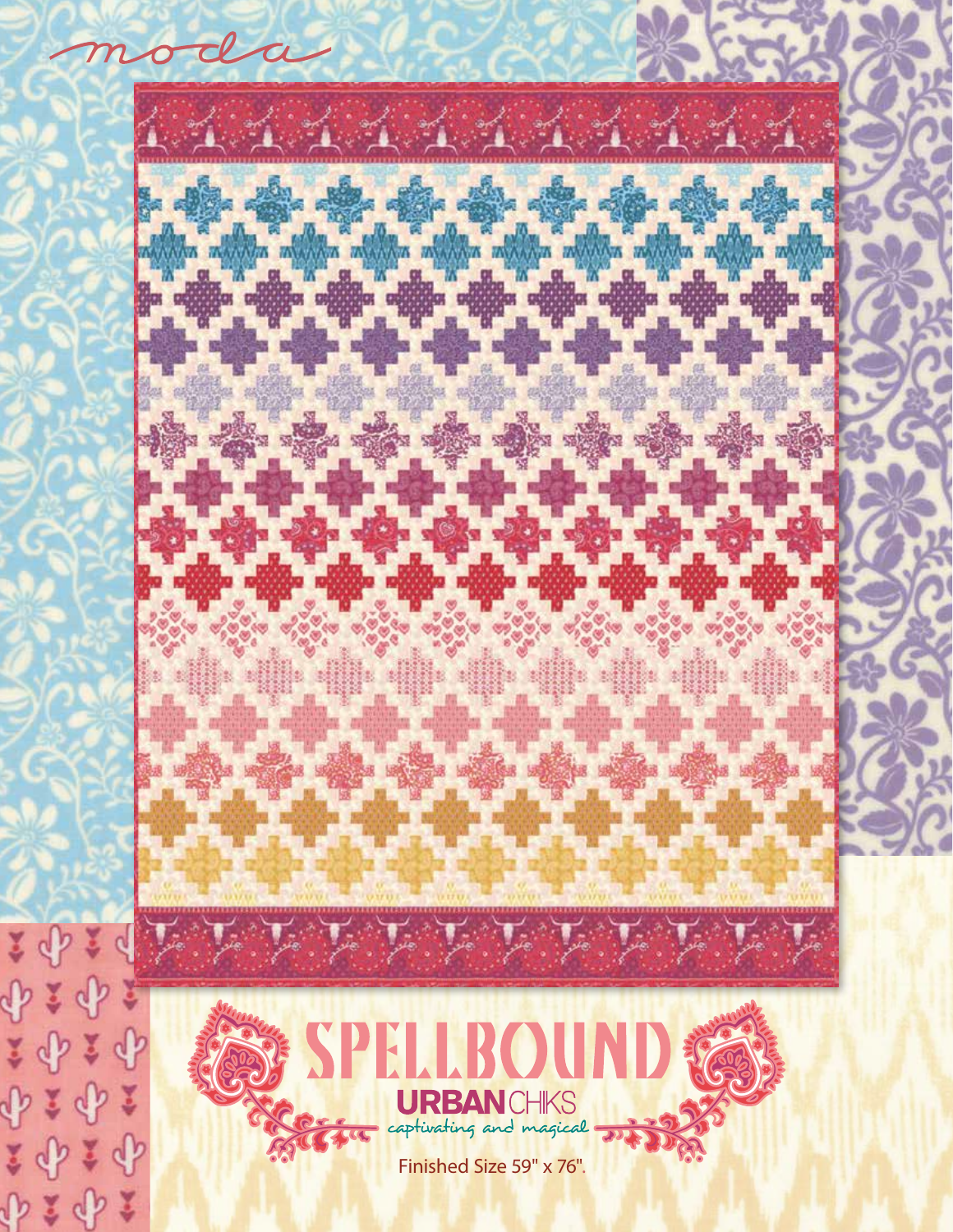moda

# SPELLBOUND

**URBAN**CHIKS

captivating and magical

Finished Size 59" x 76".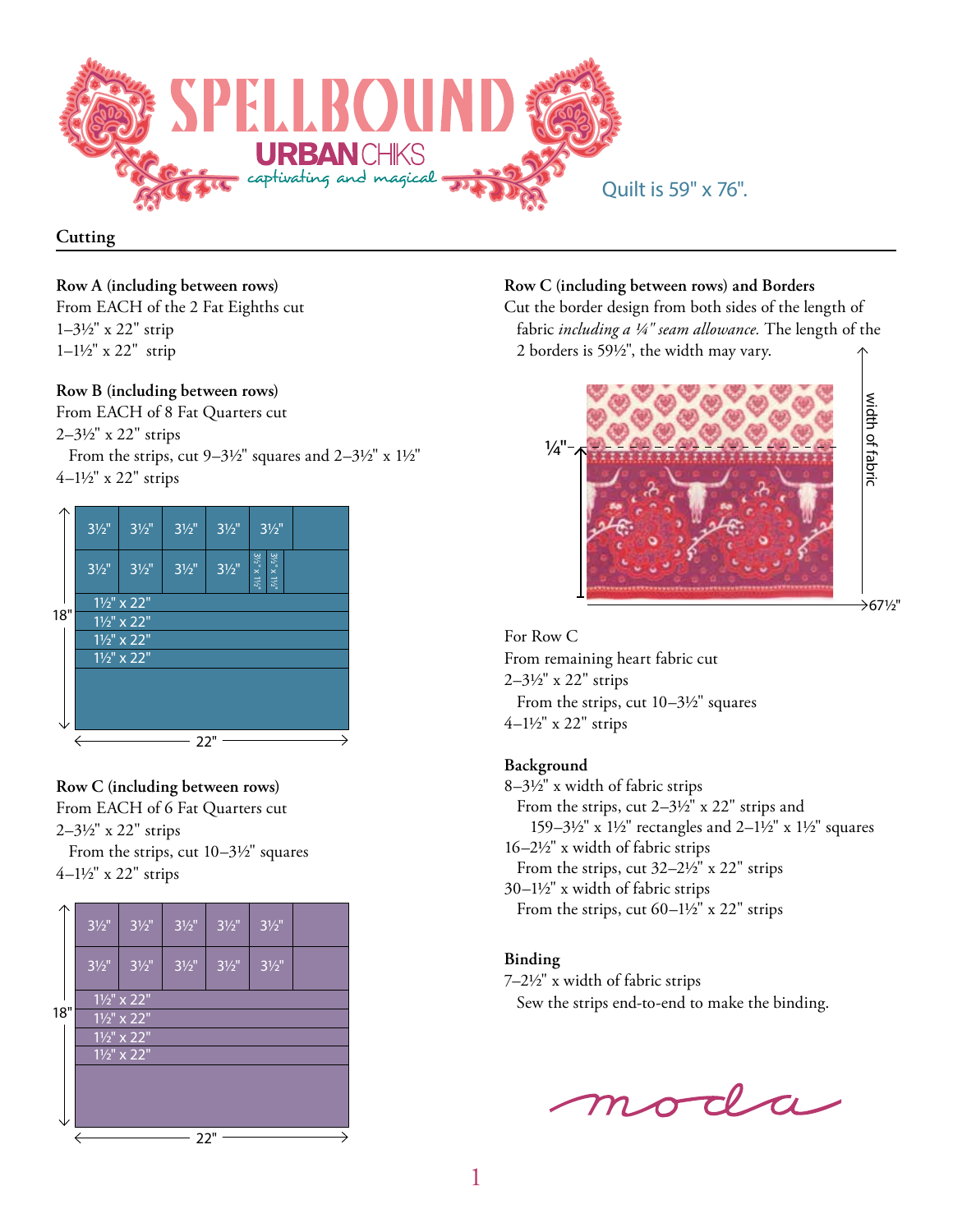# SPELLBOUND

URBANCHIKS

captivating and magical

Quilt is 59" x 76".

## Cutting

**Row A (including between rows)**
From EACH of the 2 Fat Eighths cut
1–3½" x 22" strip
1–1½" x 22" strip

**Row B (including between rows)**
From EACH of 8 Fat Quarters cut
2–3½" x 22" strips
From the strips, cut 9–3½" squares and 2–3½" x 1½"
4–1½" x 22" strips

3½" 3½" 3½" 3½" 3½"
3½" 3½" 3½" 3½" 3½" x 1½" 3½" x 1½"
1½" x 22"
1½" x 22"
1½" x 22"
1½" x 22"
18"
22"

**Row C (including between rows)**
From EACH of 6 Fat Quarters cut
2–3½" x 22" strips
From the strips, cut 10–3½" squares
4–1½" x 22" strips

3½" 3½" 3½" 3½" 3½"
3½" 3½" 3½" 3½" 3½"
1½" x 22"
1½" x 22"
1½" x 22"
1½" x 22"
18"
22"

**Row C (including between rows) and Borders**
Cut the border design from both sides of the length of fabric *including a ¼" seam allowance.* The length of the 2 borders is 59½", the width may vary.

¼"
width of fabric
67½"

For Row C
From remaining heart fabric cut
2–3½" x 22" strips
From the strips, cut 10–3½" squares
4–1½" x 22" strips

**Background**
8–3½" x width of fabric strips
From the strips, cut 2–3½" x 22" strips and
159–3½" x 1½" rectangles and 2–1½" x 1½" squares
16–2½" x width of fabric strips
From the strips, cut 32–2½" x 22" strips
30–1½" x width of fabric strips
From the strips, cut 60–1½" x 22" strips

**Binding**
7–2½" x width of fabric strips
Sew the strips end-to-end to make the binding.

moda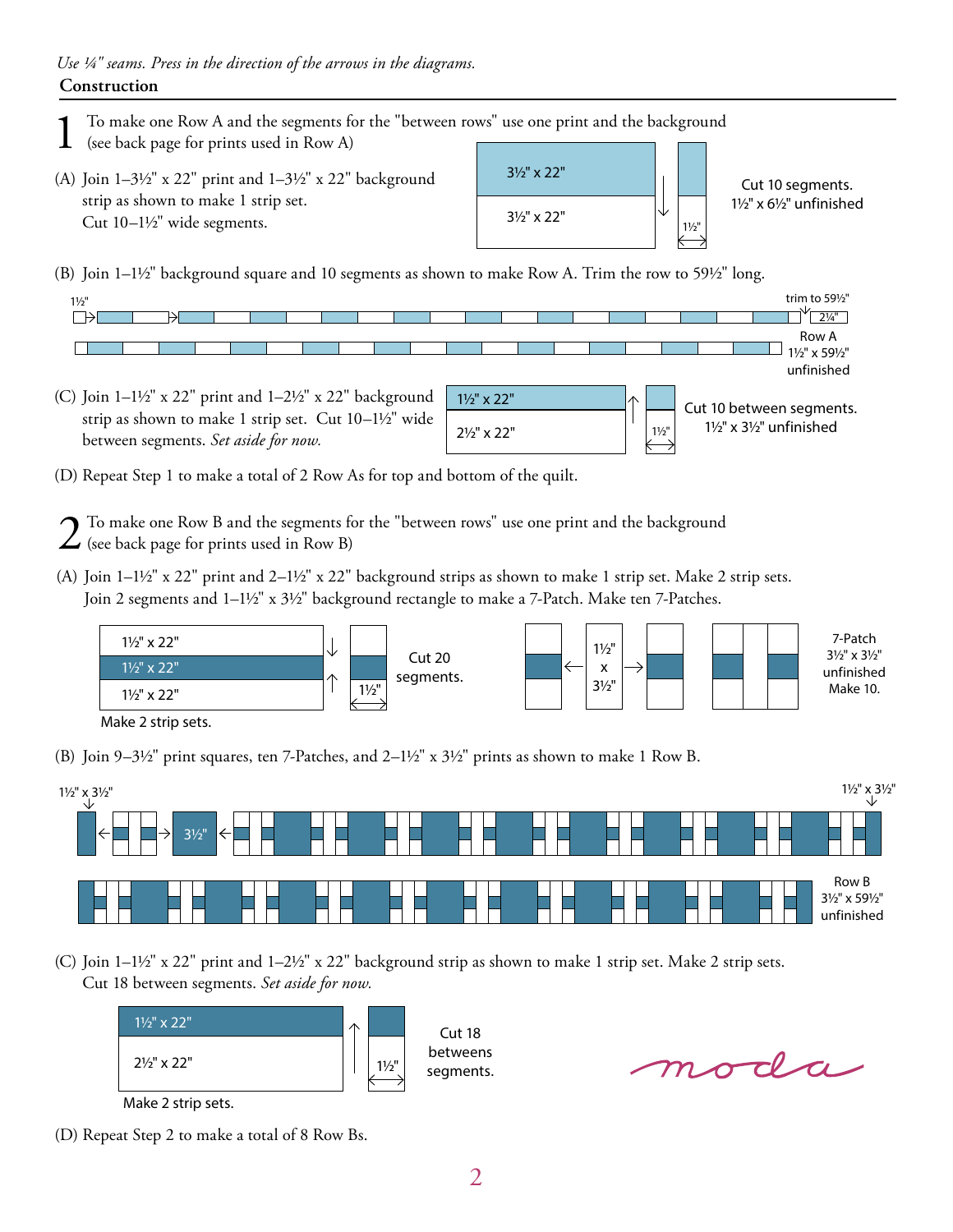*Use ¼" seams. Press in the direction of the arrows in the diagrams.*

## Construction

**1** To make one Row A and the segments for the "between rows" use one print and the background (see back page for prints used in Row A)

(A) Join 1–3½" x 22" print and 1–3½" x 22" background strip as shown to make 1 strip set. Cut 10–1½" wide segments.

3½" x 22"
3½" x 22"
1½"
Cut 10 segments.
1½" x 6½" unfinished

(B) Join 1–1½" background square and 10 segments as shown to make Row A. Trim the row to 59½" long.

1½"
trim to 59½"
2¼"
Row A
1½" x 59½"
unfinished

(C) Join 1–1½" x 22" print and 1–2½" x 22" background strip as shown to make 1 strip set. Cut 10–1½" wide between segments. *Set aside for now.*

1½" x 22"
2½" x 22"
1½"
Cut 10 between segments.
1½" x 3½" unfinished

(D) Repeat Step 1 to make a total of 2 Row As for top and bottom of the quilt.

**2** To make one Row B and the segments for the "between rows" use one print and the background (see back page for prints used in Row B)

(A) Join 1–1½" x 22" print and 2–1½" x 22" background strips as shown to make 1 strip set. Make 2 strip sets. Join 2 segments and 1–1½" x 3½" background rectangle to make a 7-Patch. Make ten 7-Patches.

1½" x 22"
1½" x 22"
1½" x 22"
Make 2 strip sets.
1½"
Cut 20 segments.
1½" x 3½"
7-Patch
3½" x 3½"
unfinished
Make 10.

(B) Join 9–3½" print squares, ten 7-Patches, and 2–1½" x 3½" prints as shown to make 1 Row B.

1½" x 3½"
3½"
1½" x 3½"
Row B
3½" x 59½"
unfinished

(C) Join 1–1½" x 22" print and 1–2½" x 22" background strip as shown to make 1 strip set. Make 2 strip sets. Cut 18 between segments. *Set aside for now.*

1½" x 22"
2½" x 22"
Make 2 strip sets.
1½"
Cut 18 betweens segments.

(D) Repeat Step 2 to make a total of 8 Row Bs.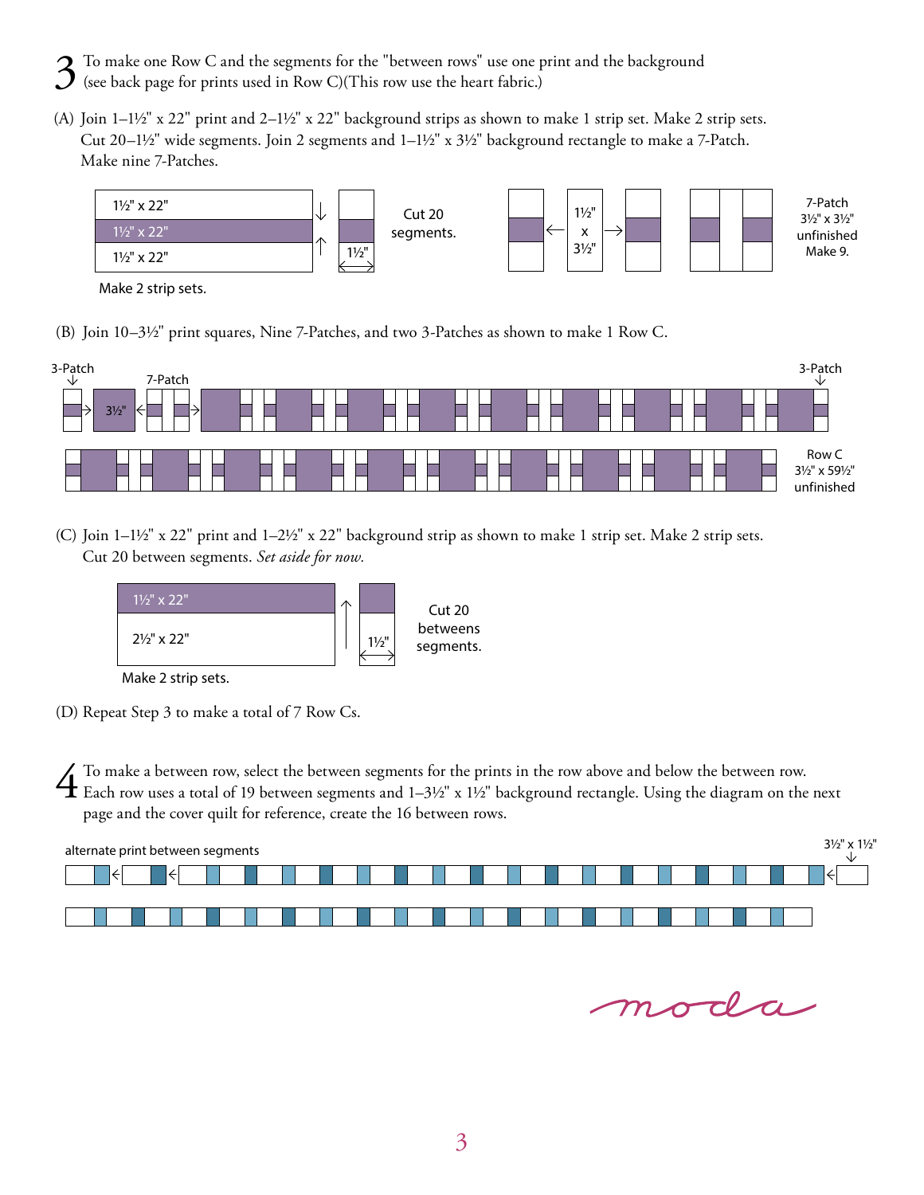3 To make one Row C and the segments for the "between rows" use one print and the background (see back page for prints used in Row C)(This row use the heart fabric.)

(A) Join 1–1½" x 22" print and 2–1½" x 22" background strips as shown to make 1 strip set. Make 2 strip sets. Cut 20–1½" wide segments. Join 2 segments and 1–1½" x 3½" background rectangle to make a 7-Patch. Make nine 7-Patches.

1½" x 22"
1½" x 22"
1½" x 22"
1½"
Make 2 strip sets.
Cut 20 segments.
1½" x 3½"
7-Patch
3½" x 3½"
unfinished
Make 9.

(B) Join 10–3½" print squares, Nine 7-Patches, and two 3-Patches as shown to make 1 Row C.

3-Patch
7-Patch
3½"
3-Patch
Row C
3½" x 59½"
unfinished

(C) Join 1–1½" x 22" print and 1–2½" x 22" background strip as shown to make 1 strip set. Make 2 strip sets. Cut 20 between segments. *Set aside for now.*

1½" x 22"
2½" x 22"
1½"
Make 2 strip sets.
Cut 20 betweens segments.

(D) Repeat Step 3 to make a total of 7 Row Cs.

4 To make a between row, select the between segments for the prints in the row above and below the between row. Each row uses a total of 19 between segments and 1–3½" x 1½" background rectangle. Using the diagram on the next page and the cover quilt for reference, create the 16 between rows.

alternate print between segments
3½" x 1½"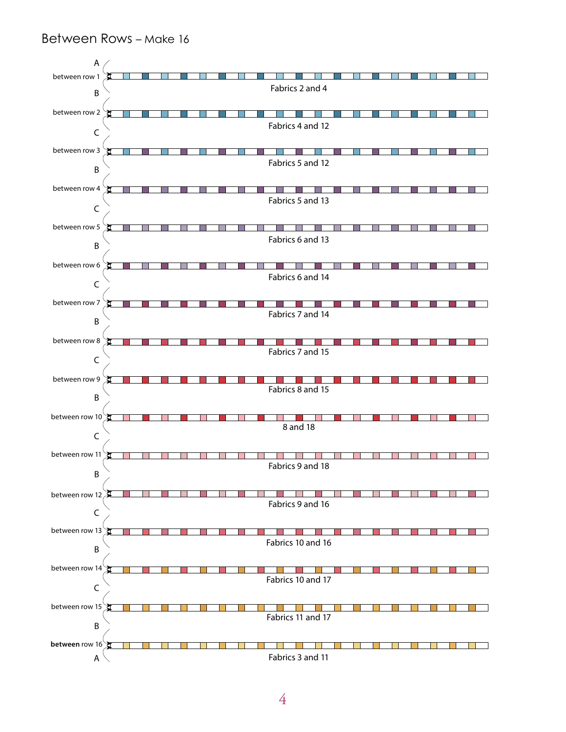# Between Rows – Make 16

A

between row 1

Fabrics 2 and 4

B

between row 2

Fabrics 4 and 12

C

between row 3

Fabrics 5 and 12

B

between row 4

Fabrics 5 and 13

C

between row 5

Fabrics 6 and 13

B

between row 6

Fabrics 6 and 14

C

between row 7

Fabrics 7 and 14

B

between row 8

Fabrics 7 and 15

C

between row 9

Fabrics 8 and 15

B

between row 10

8 and 18

C

between row 11

Fabrics 9 and 18

B

between row 12

Fabrics 9 and 16

C

between row 13

Fabrics 10 and 16

B

between row 14

Fabrics 10 and 17

C

between row 15

Fabrics 11 and 17

B

**between** row 16

A

Fabrics 3 and 11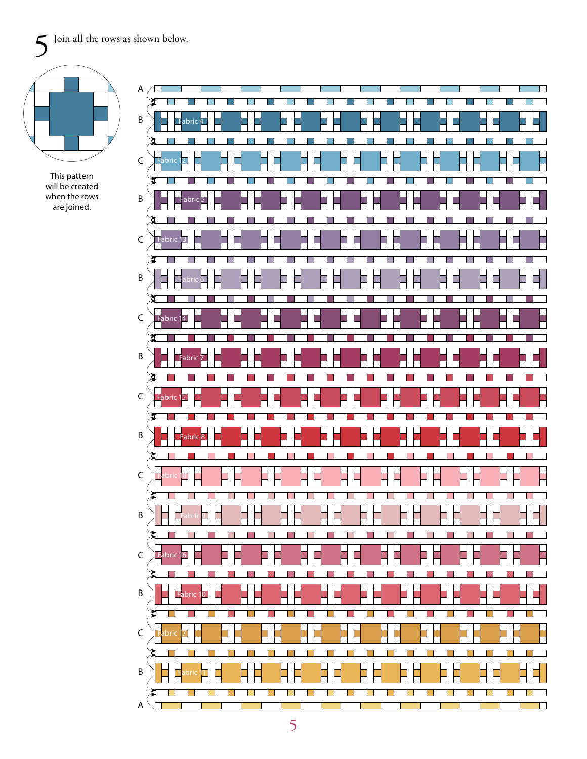5 Join all the rows as shown below.

This pattern will be created when the rows are joined.

A

B
Fabric 4

C
Fabric 12

B
Fabric 5

C
Fabric 13

B
Fabric 6

C
Fabric 14

B
Fabric 7

C
Fabric 15

B
Fabric 8

C
Fabric 18

B
Fabric 9

C
Fabric 16

B
Fabric 10

C
Fabric 17

B
Fabric 11

A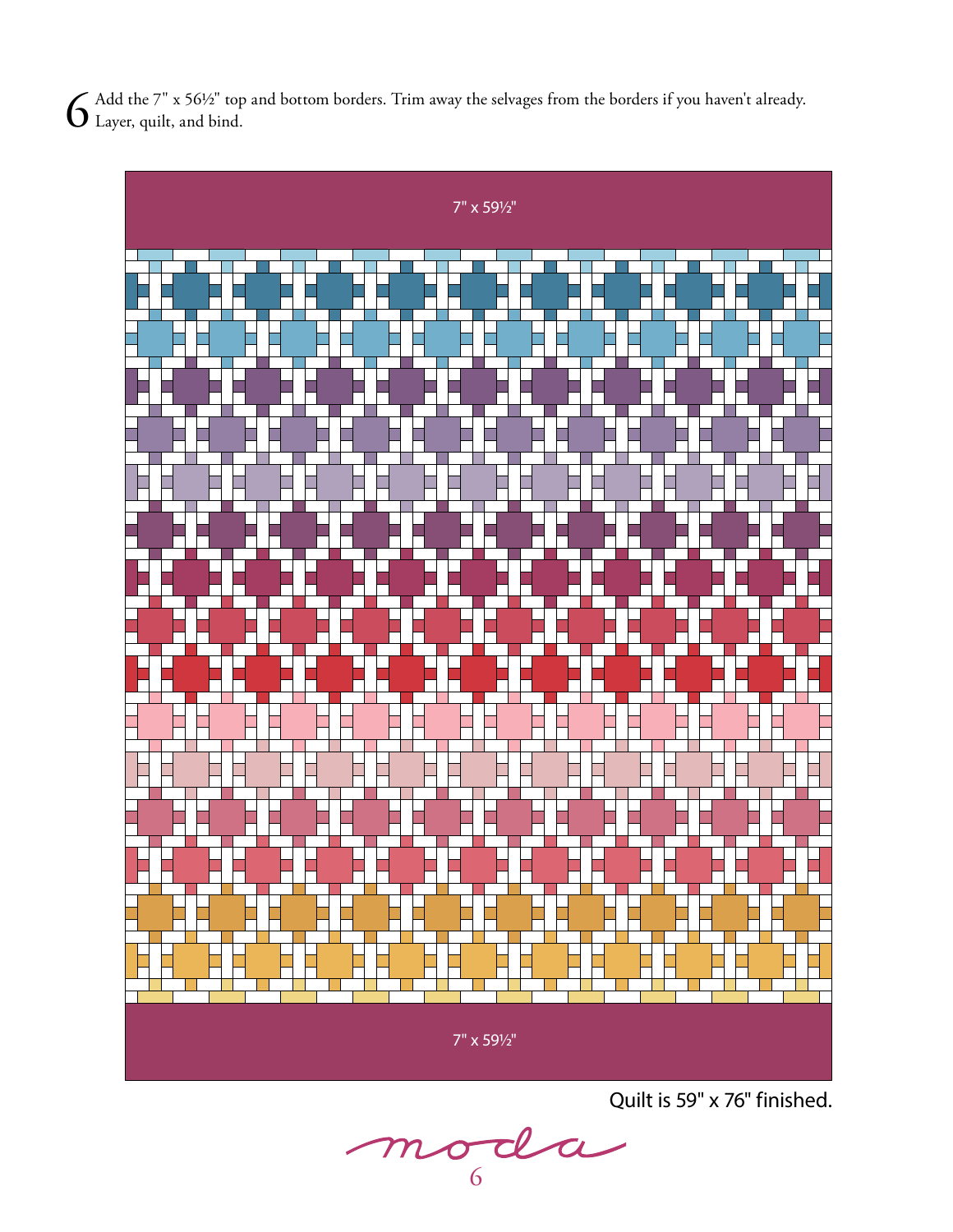6 Add the 7" x 56½" top and bottom borders. Trim away the selvages from the borders if you haven't already. Layer, quilt, and bind.

7" x 59½"

7" x 59½"

Quilt is 59" x 76" finished.